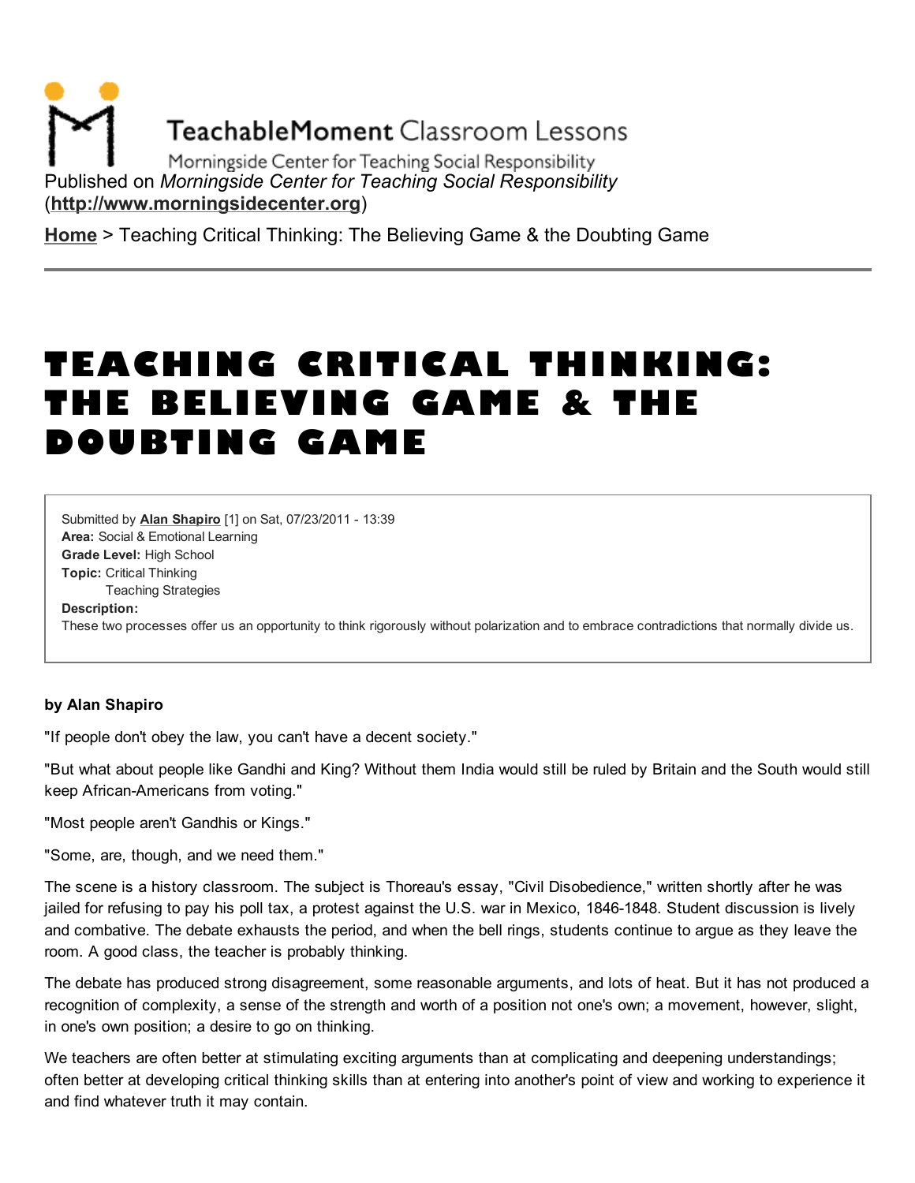TeachableMoment Classroom Lessons

Morningside Center for Teaching Social Responsibility

Published on *Morningside Center for Teaching Social Responsibility* (**http://www.morningsidecenter.org**)

**Home** > Teaching Critical Thinking: The Believing Game & the Doubting Game

# TEACHING CRITICAL THINKING: THE BELIEVING GAME & THE DOUBTING GAME

Submitted by **Alan Shapiro** [1] on Sat, 07/23/2011 - 13:39
**Area:** Social & Emotional Learning
**Grade Level:** High School
**Topic:** Critical Thinking
Teaching Strategies
**Description:**
These two processes offer us an opportunity to think rigorously without polarization and to embrace contradictions that normally divide us.

**by Alan Shapiro**

"If people don't obey the law, you can't have a decent society."

"But what about people like Gandhi and King? Without them India would still be ruled by Britain and the South would still keep African-Americans from voting."

"Most people aren't Gandhis or Kings."

"Some, are, though, and we need them."

The scene is a history classroom. The subject is Thoreau's essay, "Civil Disobedience," written shortly after he was jailed for refusing to pay his poll tax, a protest against the U.S. war in Mexico, 1846-1848. Student discussion is lively and combative. The debate exhausts the period, and when the bell rings, students continue to argue as they leave the room. A good class, the teacher is probably thinking.

The debate has produced strong disagreement, some reasonable arguments, and lots of heat. But it has not produced a recognition of complexity, a sense of the strength and worth of a position not one's own; a movement, however, slight, in one's own position; a desire to go on thinking.

We teachers are often better at stimulating exciting arguments than at complicating and deepening understandings; often better at developing critical thinking skills than at entering into another's point of view and working to experience it and find whatever truth it may contain.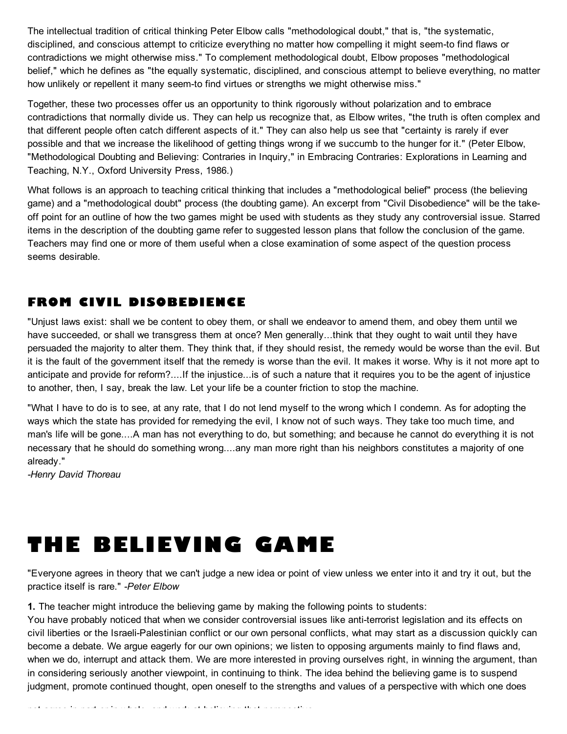The intellectual tradition of critical thinking Peter Elbow calls "methodological doubt," that is, "the systematic, disciplined, and conscious attempt to criticize everything no matter how compelling it might seem-to find flaws or contradictions we might otherwise miss." To complement methodological doubt, Elbow proposes "methodological belief," which he defines as "the equally systematic, disciplined, and conscious attempt to believe everything, no matter how unlikely or repellent it many seem-to find virtues or strengths we might otherwise miss."

Together, these two processes offer us an opportunity to think rigorously without polarization and to embrace contradictions that normally divide us. They can help us recognize that, as Elbow writes, "the truth is often complex and that different people often catch different aspects of it." They can also help us see that "certainty is rarely if ever possible and that we increase the likelihood of getting things wrong if we succumb to the hunger for it." (Peter Elbow, "Methodological Doubting and Believing: Contraries in Inquiry," in Embracing Contraries: Explorations in Learning and Teaching, N.Y., Oxford University Press, 1986.)

What follows is an approach to teaching critical thinking that includes a "methodological belief" process (the believing game) and a "methodological doubt" process (the doubting game). An excerpt from "Civil Disobedience" will be the take-off point for an outline of how the two games might be used with students as they study any controversial issue. Starred items in the description of the doubting game refer to suggested lesson plans that follow the conclusion of the game. Teachers may find one or more of them useful when a close examination of some aspect of the question process seems desirable.

## FROM CIVIL DISOBEDIENCE

"Unjust laws exist: shall we be content to obey them, or shall we endeavor to amend them, and obey them until we have succeeded, or shall we transgress them at once? Men generally...think that they ought to wait until they have persuaded the majority to alter them. They think that, if they should resist, the remedy would be worse than the evil. But it is the fault of the government itself that the remedy is worse than the evil. It makes it worse. Why is it not more apt to anticipate and provide for reform?....If the injustice...is of such a nature that it requires you to be the agent of injustice to another, then, I say, break the law. Let your life be a counter friction to stop the machine.

"What I have to do is to see, at any rate, that I do not lend myself to the wrong which I condemn. As for adopting the ways which the state has provided for remedying the evil, I know not of such ways. They take too much time, and man's life will be gone....A man has not everything to do, but something; and because he cannot do everything it is not necessary that he should do something wrong....any man more right than his neighbors constitutes a majority of one already."
*-Henry David Thoreau*

# THE BELIEVING GAME

"Everyone agrees in theory that we can't judge a new idea or point of view unless we enter into it and try it out, but the practice itself is rare." *-Peter Elbow*

**1.** The teacher might introduce the believing game by making the following points to students:
You have probably noticed that when we consider controversial issues like anti-terrorist legislation and its effects on civil liberties or the Israeli-Palestinian conflict or our own personal conflicts, what may start as a discussion quickly can become a debate. We argue eagerly for our own opinions; we listen to opposing arguments mainly to find flaws and, when we do, interrupt and attack them. We are more interested in proving ourselves right, in winning the argument, than in considering seriously another viewpoint, in continuing to think. The idea behind the believing game is to suspend judgment, promote continued thought, open oneself to the strengths and values of a perspective with which one does not agree in part or in whole, and work at believing that perspective.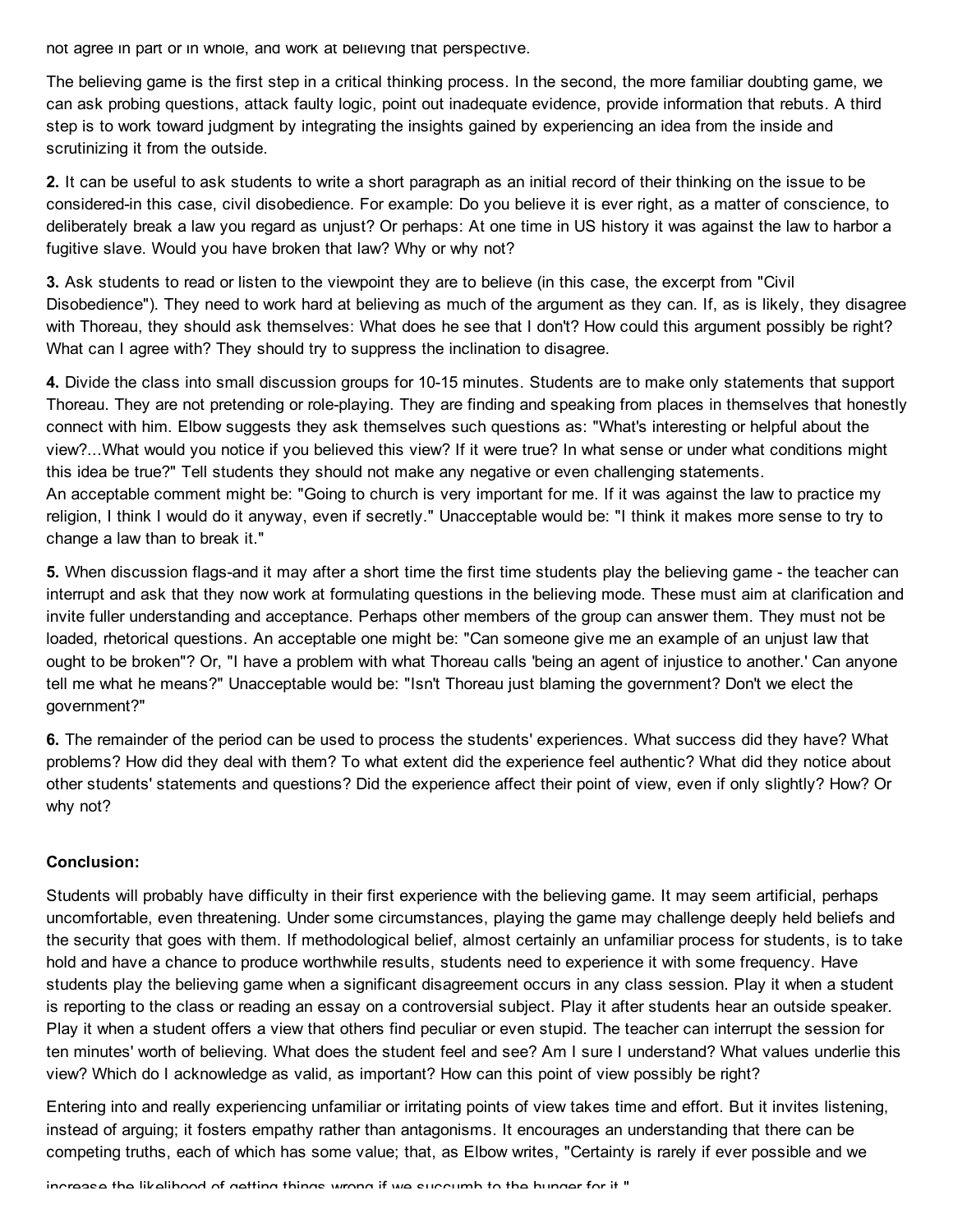not agree in part or in whole, and work at believing that perspective.

The believing game is the first step in a critical thinking process. In the second, the more familiar doubting game, we can ask probing questions, attack faulty logic, point out inadequate evidence, provide information that rebuts. A third step is to work toward judgment by integrating the insights gained by experiencing an idea from the inside and scrutinizing it from the outside.

**2.** It can be useful to ask students to write a short paragraph as an initial record of their thinking on the issue to be considered-in this case, civil disobedience. For example: Do you believe it is ever right, as a matter of conscience, to deliberately break a law you regard as unjust? Or perhaps: At one time in US history it was against the law to harbor a fugitive slave. Would you have broken that law? Why or why not?

**3.** Ask students to read or listen to the viewpoint they are to believe (in this case, the excerpt from "Civil Disobedience"). They need to work hard at believing as much of the argument as they can. If, as is likely, they disagree with Thoreau, they should ask themselves: What does he see that I don't? How could this argument possibly be right? What can I agree with? They should try to suppress the inclination to disagree.

**4.** Divide the class into small discussion groups for 10-15 minutes. Students are to make only statements that support Thoreau. They are not pretending or role-playing. They are finding and speaking from places in themselves that honestly connect with him. Elbow suggests they ask themselves such questions as: "What's interesting or helpful about the view?...What would you notice if you believed this view? If it were true? In what sense or under what conditions might this idea be true?" Tell students they should not make any negative or even challenging statements.
An acceptable comment might be: "Going to church is very important for me. If it was against the law to practice my religion, I think I would do it anyway, even if secretly." Unacceptable would be: "I think it makes more sense to try to change a law than to break it."

**5.** When discussion flags-and it may after a short time the first time students play the believing game - the teacher can interrupt and ask that they now work at formulating questions in the believing mode. These must aim at clarification and invite fuller understanding and acceptance. Perhaps other members of the group can answer them. They must not be loaded, rhetorical questions. An acceptable one might be: "Can someone give me an example of an unjust law that ought to be broken"? Or, "I have a problem with what Thoreau calls 'being an agent of injustice to another.' Can anyone tell me what he means?" Unacceptable would be: "Isn't Thoreau just blaming the government? Don't we elect the government?"

**6.** The remainder of the period can be used to process the students' experiences. What success did they have? What problems? How did they deal with them? To what extent did the experience feel authentic? What did they notice about other students' statements and questions? Did the experience affect their point of view, even if only slightly? How? Or why not?

**Conclusion:**

Students will probably have difficulty in their first experience with the believing game. It may seem artificial, perhaps uncomfortable, even threatening. Under some circumstances, playing the game may challenge deeply held beliefs and the security that goes with them. If methodological belief, almost certainly an unfamiliar process for students, is to take hold and have a chance to produce worthwhile results, students need to experience it with some frequency. Have students play the believing game when a significant disagreement occurs in any class session. Play it when a student is reporting to the class or reading an essay on a controversial subject. Play it after students hear an outside speaker. Play it when a student offers a view that others find peculiar or even stupid. The teacher can interrupt the session for ten minutes' worth of believing. What does the student feel and see? Am I sure I understand? What values underlie this view? Which do I acknowledge as valid, as important? How can this point of view possibly be right?

Entering into and really experiencing unfamiliar or irritating points of view takes time and effort. But it invites listening, instead of arguing; it fosters empathy rather than antagonisms. It encourages an understanding that there can be competing truths, each of which has some value; that, as Elbow writes, "Certainty is rarely if ever possible and we increase the likelihood of getting things wrong if we succumb to the hunger for it."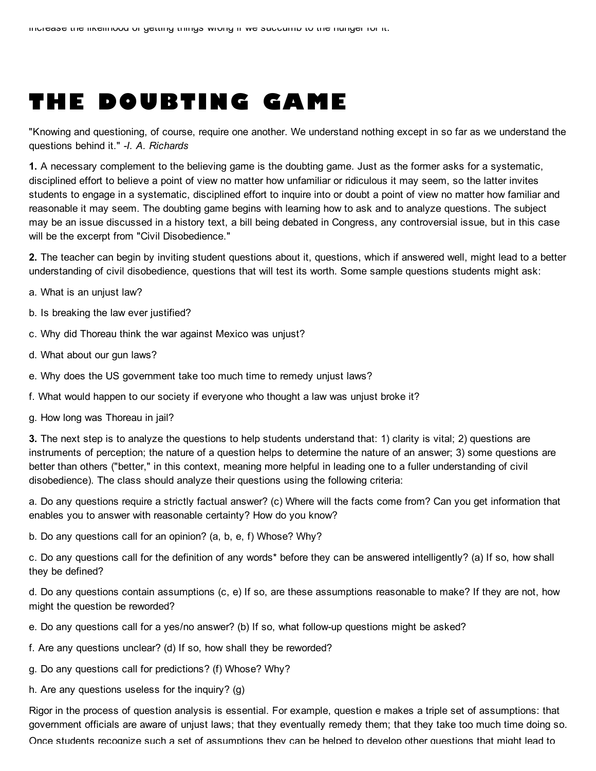increase the likelihood of getting things wrong if we succumb to the hunger for it.

# THE DOUBTING GAME

"Knowing and questioning, of course, require one another. We understand nothing except in so far as we understand the questions behind it." *-I. A. Richards*

**1.** A necessary complement to the believing game is the doubting game. Just as the former asks for a systematic, disciplined effort to believe a point of view no matter how unfamiliar or ridiculous it may seem, so the latter invites students to engage in a systematic, disciplined effort to inquire into or doubt a point of view no matter how familiar and reasonable it may seem. The doubting game begins with learning how to ask and to analyze questions. The subject may be an issue discussed in a history text, a bill being debated in Congress, any controversial issue, but in this case will be the excerpt from "Civil Disobedience."

**2.** The teacher can begin by inviting student questions about it, questions, which if answered well, might lead to a better understanding of civil disobedience, questions that will test its worth. Some sample questions students might ask:

a. What is an unjust law?

b. Is breaking the law ever justified?

c. Why did Thoreau think the war against Mexico was unjust?

d. What about our gun laws?

e. Why does the US government take too much time to remedy unjust laws?

f. What would happen to our society if everyone who thought a law was unjust broke it?

g. How long was Thoreau in jail?

**3.** The next step is to analyze the questions to help students understand that: 1) clarity is vital; 2) questions are instruments of perception; the nature of a question helps to determine the nature of an answer; 3) some questions are better than others ("better," in this context, meaning more helpful in leading one to a fuller understanding of civil disobedience). The class should analyze their questions using the following criteria:

a. Do any questions require a strictly factual answer? (c) Where will the facts come from? Can you get information that enables you to answer with reasonable certainty? How do you know?

b. Do any questions call for an opinion? (a, b, e, f) Whose? Why?

c. Do any questions call for the definition of any words* before they can be answered intelligently? (a) If so, how shall they be defined?

d. Do any questions contain assumptions (c, e) If so, are these assumptions reasonable to make? If they are not, how might the question be reworded?

e. Do any questions call for a yes/no answer? (b) If so, what follow-up questions might be asked?

f. Are any questions unclear? (d) If so, how shall they be reworded?

g. Do any questions call for predictions? (f) Whose? Why?

h. Are any questions useless for the inquiry? (g)

Rigor in the process of question analysis is essential. For example, question e makes a triple set of assumptions: that government officials are aware of unjust laws; that they eventually remedy them; that they take too much time doing so. Once students recognize such a set of assumptions they can be helped to develop other questions that might lead to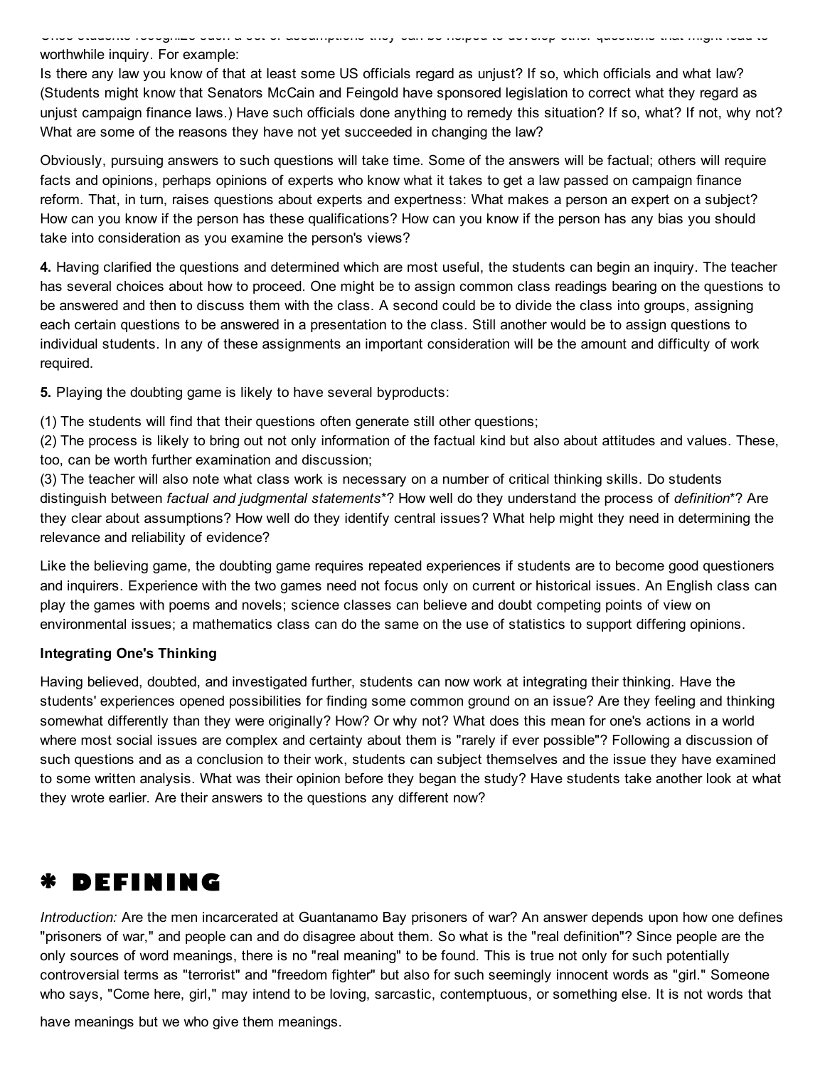Once students recognize such a set of assumptions they can be helped to develop other questions that might lead to worthwhile inquiry. For example:

Is there any law you know of that at least some US officials regard as unjust? If so, which officials and what law? (Students might know that Senators McCain and Feingold have sponsored legislation to correct what they regard as unjust campaign finance laws.) Have such officials done anything to remedy this situation? If so, what? If not, why not? What are some of the reasons they have not yet succeeded in changing the law?

Obviously, pursuing answers to such questions will take time. Some of the answers will be factual; others will require facts and opinions, perhaps opinions of experts who know what it takes to get a law passed on campaign finance reform. That, in turn, raises questions about experts and expertness: What makes a person an expert on a subject? How can you know if the person has these qualifications? How can you know if the person has any bias you should take into consideration as you examine the person's views?

**4.** Having clarified the questions and determined which are most useful, the students can begin an inquiry. The teacher has several choices about how to proceed. One might be to assign common class readings bearing on the questions to be answered and then to discuss them with the class. A second could be to divide the class into groups, assigning each certain questions to be answered in a presentation to the class. Still another would be to assign questions to individual students. In any of these assignments an important consideration will be the amount and difficulty of work required.

**5.** Playing the doubting game is likely to have several byproducts:

(1) The students will find that their questions often generate still other questions;
(2) The process is likely to bring out not only information of the factual kind but also about attitudes and values. These, too, can be worth further examination and discussion;
(3) The teacher will also note what class work is necessary on a number of critical thinking skills. Do students distinguish between *factual and judgmental statements**? How well do they understand the process of *definition**? Are they clear about assumptions? How well do they identify central issues? What help might they need in determining the relevance and reliability of evidence?

Like the believing game, the doubting game requires repeated experiences if students are to become good questioners and inquirers. Experience with the two games need not focus only on current or historical issues. An English class can play the games with poems and novels; science classes can believe and doubt competing points of view on environmental issues; a mathematics class can do the same on the use of statistics to support differing opinions.

**Integrating One's Thinking**

Having believed, doubted, and investigated further, students can now work at integrating their thinking. Have the students' experiences opened possibilities for finding some common ground on an issue? Are they feeling and thinking somewhat differently than they were originally? How? Or why not? What does this mean for one's actions in a world where most social issues are complex and certainty about them is "rarely if ever possible"? Following a discussion of such questions and as a conclusion to their work, students can subject themselves and the issue they have examined to some written analysis. What was their opinion before they began the study? Have students take another look at what they wrote earlier. Are their answers to the questions any different now?

# * DEFINING

*Introduction:* Are the men incarcerated at Guantanamo Bay prisoners of war? An answer depends upon how one defines "prisoners of war," and people can and do disagree about them. So what is the "real definition"? Since people are the only sources of word meanings, there is no "real meaning" to be found. This is true not only for such potentially controversial terms as "terrorist" and "freedom fighter" but also for such seemingly innocent words as "girl." Someone who says, "Come here, girl," may intend to be loving, sarcastic, contemptuous, or something else. It is not words that have meanings but we who give them meanings.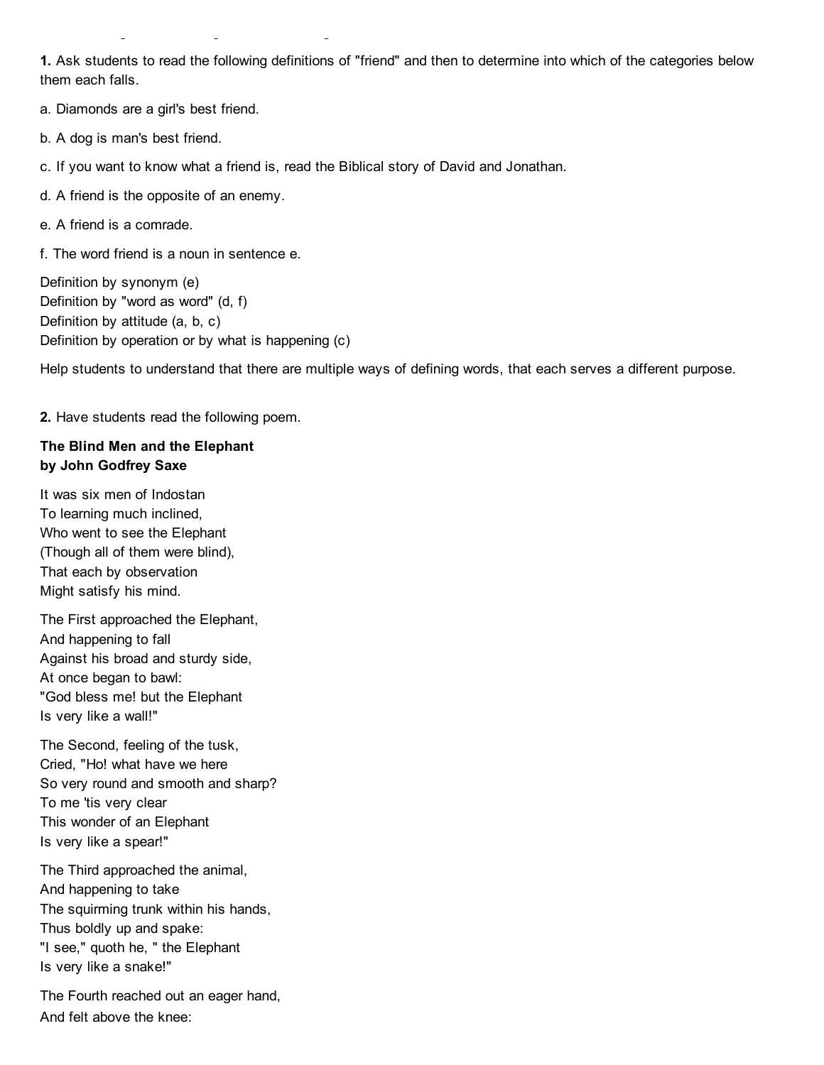**1.** Ask students to read the following definitions of "friend" and then to determine into which of the categories below them each falls.

a. Diamonds are a girl's best friend.

b. A dog is man's best friend.

c. If you want to know what a friend is, read the Biblical story of David and Jonathan.

d. A friend is the opposite of an enemy.

e. A friend is a comrade.

f. The word friend is a noun in sentence e.

Definition by synonym (e)
Definition by "word as word" (d, f)
Definition by attitude (a, b, c)
Definition by operation or by what is happening (c)

Help students to understand that there are multiple ways of defining words, that each serves a different purpose.

**2.** Have students read the following poem.

**The Blind Men and the Elephant**
**by John Godfrey Saxe**

It was six men of Indostan
To learning much inclined,
Who went to see the Elephant
(Though all of them were blind),
That each by observation
Might satisfy his mind.

The First approached the Elephant,
And happening to fall
Against his broad and sturdy side,
At once began to bawl:
"God bless me! but the Elephant
Is very like a wall!"

The Second, feeling of the tusk,
Cried, "Ho! what have we here
So very round and smooth and sharp?
To me 'tis very clear
This wonder of an Elephant
Is very like a spear!"

The Third approached the animal,
And happening to take
The squirming trunk within his hands,
Thus boldly up and spake:
"I see," quoth he, " the Elephant
Is very like a snake!"

The Fourth reached out an eager hand,
And felt above the knee: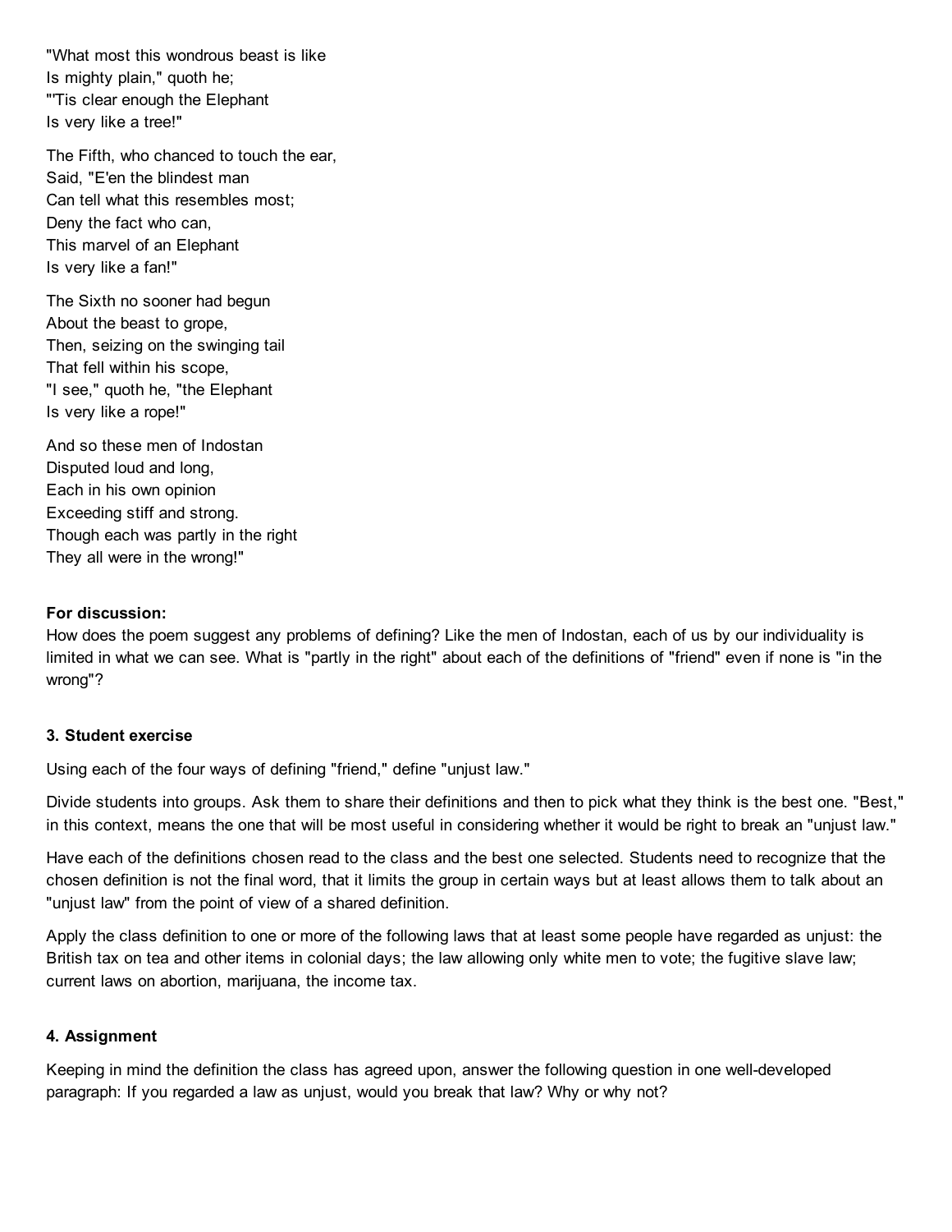"What most this wondrous beast is like
Is mighty plain," quoth he;
"'Tis clear enough the Elephant
Is very like a tree!"

The Fifth, who chanced to touch the ear,
Said, "E'en the blindest man
Can tell what this resembles most;
Deny the fact who can,
This marvel of an Elephant
Is very like a fan!"

The Sixth no sooner had begun
About the beast to grope,
Then, seizing on the swinging tail
That fell within his scope,
"I see," quoth he, "the Elephant
Is very like a rope!"

And so these men of Indostan
Disputed loud and long,
Each in his own opinion
Exceeding stiff and strong.
Though each was partly in the right
They all were in the wrong!"

**For discussion:**
How does the poem suggest any problems of defining? Like the men of Indostan, each of us by our individuality is limited in what we can see. What is "partly in the right" about each of the definitions of "friend" even if none is "in the wrong"?

**3. Student exercise**

Using each of the four ways of defining "friend," define "unjust law."

Divide students into groups. Ask them to share their definitions and then to pick what they think is the best one. "Best," in this context, means the one that will be most useful in considering whether it would be right to break an "unjust law."

Have each of the definitions chosen read to the class and the best one selected. Students need to recognize that the chosen definition is not the final word, that it limits the group in certain ways but at least allows them to talk about an "unjust law" from the point of view of a shared definition.

Apply the class definition to one or more of the following laws that at least some people have regarded as unjust: the British tax on tea and other items in colonial days; the law allowing only white men to vote; the fugitive slave law; current laws on abortion, marijuana, the income tax.

**4. Assignment**

Keeping in mind the definition the class has agreed upon, answer the following question in one well-developed paragraph: If you regarded a law as unjust, would you break that law? Why or why not?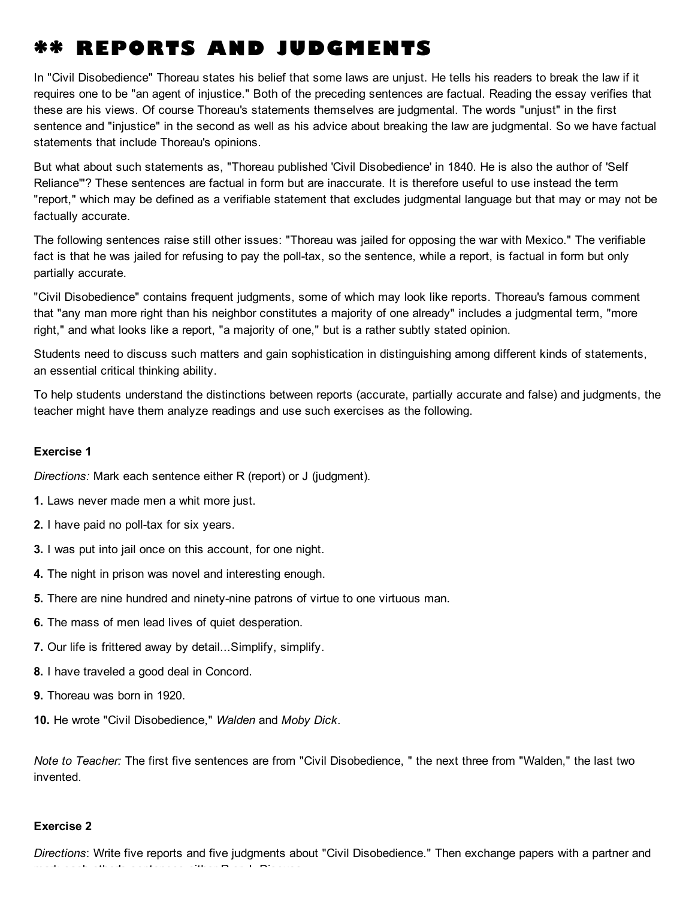# ** REPORTS AND JUDGMENTS

In "Civil Disobedience" Thoreau states his belief that some laws are unjust. He tells his readers to break the law if it requires one to be "an agent of injustice." Both of the preceding sentences are factual. Reading the essay verifies that these are his views. Of course Thoreau's statements themselves are judgmental. The words "unjust" in the first sentence and "injustice" in the second as well as his advice about breaking the law are judgmental. So we have factual statements that include Thoreau's opinions.

But what about such statements as, "Thoreau published 'Civil Disobedience' in 1840. He is also the author of 'Self Reliance'"? These sentences are factual in form but are inaccurate. It is therefore useful to use instead the term "report," which may be defined as a verifiable statement that excludes judgmental language but that may or may not be factually accurate.

The following sentences raise still other issues: "Thoreau was jailed for opposing the war with Mexico." The verifiable fact is that he was jailed for refusing to pay the poll-tax, so the sentence, while a report, is factual in form but only partially accurate.

"Civil Disobedience" contains frequent judgments, some of which may look like reports. Thoreau's famous comment that "any man more right than his neighbor constitutes a majority of one already" includes a judgmental term, "more right," and what looks like a report, "a majority of one," but is a rather subtly stated opinion.

Students need to discuss such matters and gain sophistication in distinguishing among different kinds of statements, an essential critical thinking ability.

To help students understand the distinctions between reports (accurate, partially accurate and false) and judgments, the teacher might have them analyze readings and use such exercises as the following.

#### Exercise 1

*Directions:* Mark each sentence either R (report) or J (judgment).

**1.** Laws never made men a whit more just.

**2.** I have paid no poll-tax for six years.

**3.** I was put into jail once on this account, for one night.

**4.** The night in prison was novel and interesting enough.

**5.** There are nine hundred and ninety-nine patrons of virtue to one virtuous man.

**6.** The mass of men lead lives of quiet desperation.

**7.** Our life is frittered away by detail...Simplify, simplify.

**8.** I have traveled a good deal in Concord.

**9.** Thoreau was born in 1920.

**10.** He wrote "Civil Disobedience," *Walden* and *Moby Dick*.

*Note to Teacher:* The first five sentences are from "Civil Disobedience, " the next three from "Walden," the last two invented.

#### Exercise 2

*Directions*: Write five reports and five judgments about "Civil Disobedience." Then exchange papers with a partner and mark each other's sentences either R or J. Discuss.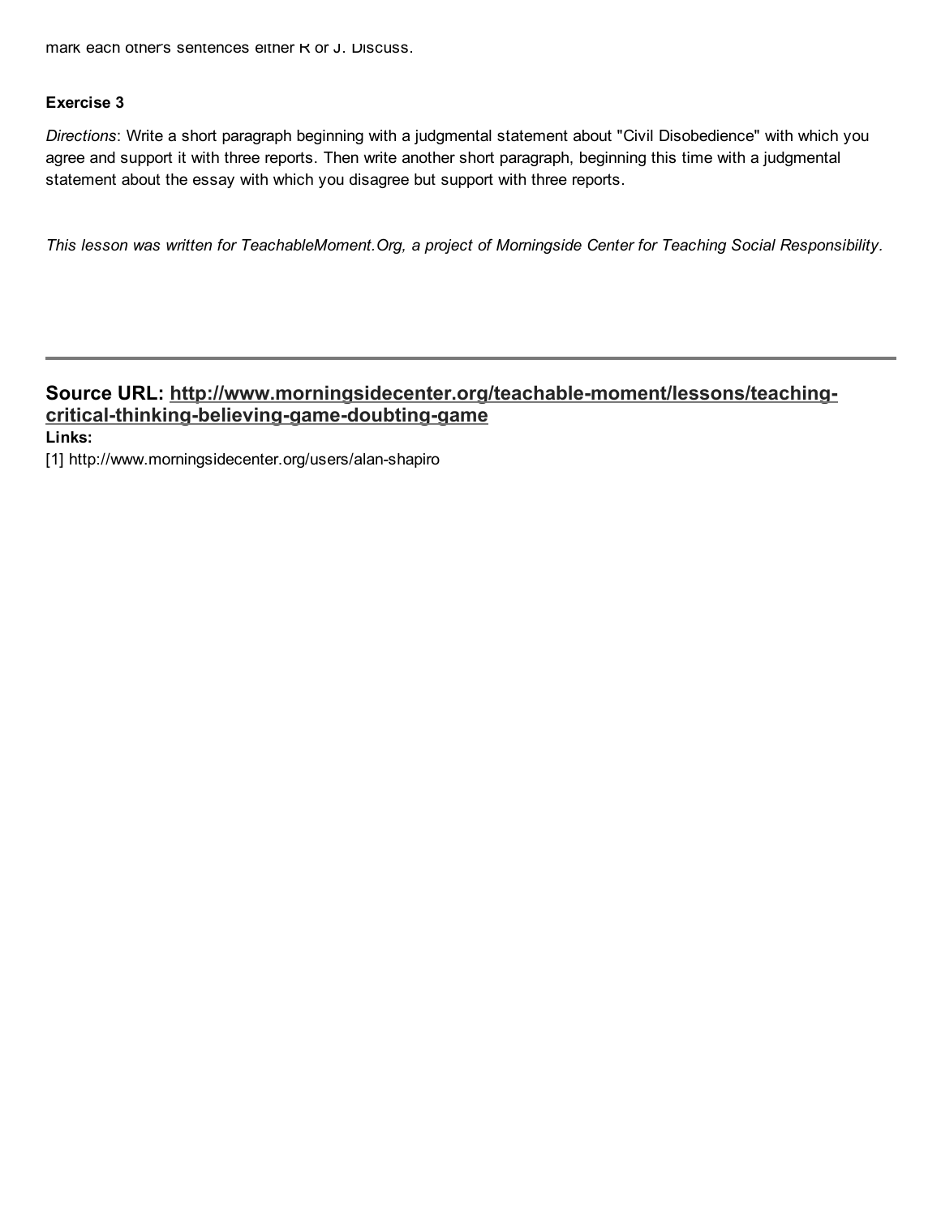mark each other's sentences either R or J. Discuss.

**Exercise 3**

*Directions*: Write a short paragraph beginning with a judgmental statement about "Civil Disobedience" with which you agree and support it with three reports. Then write another short paragraph, beginning this time with a judgmental statement about the essay with which you disagree but support with three reports.

*This lesson was written for TeachableMoment.Org, a project of Morningside Center for Teaching Social Responsibility.*

---

## Source URL: http://www.morningsidecenter.org/teachable-moment/lessons/teaching-critical-thinking-believing-game-doubting-game

**Links:**

[1] http://www.morningsidecenter.org/users/alan-shapiro